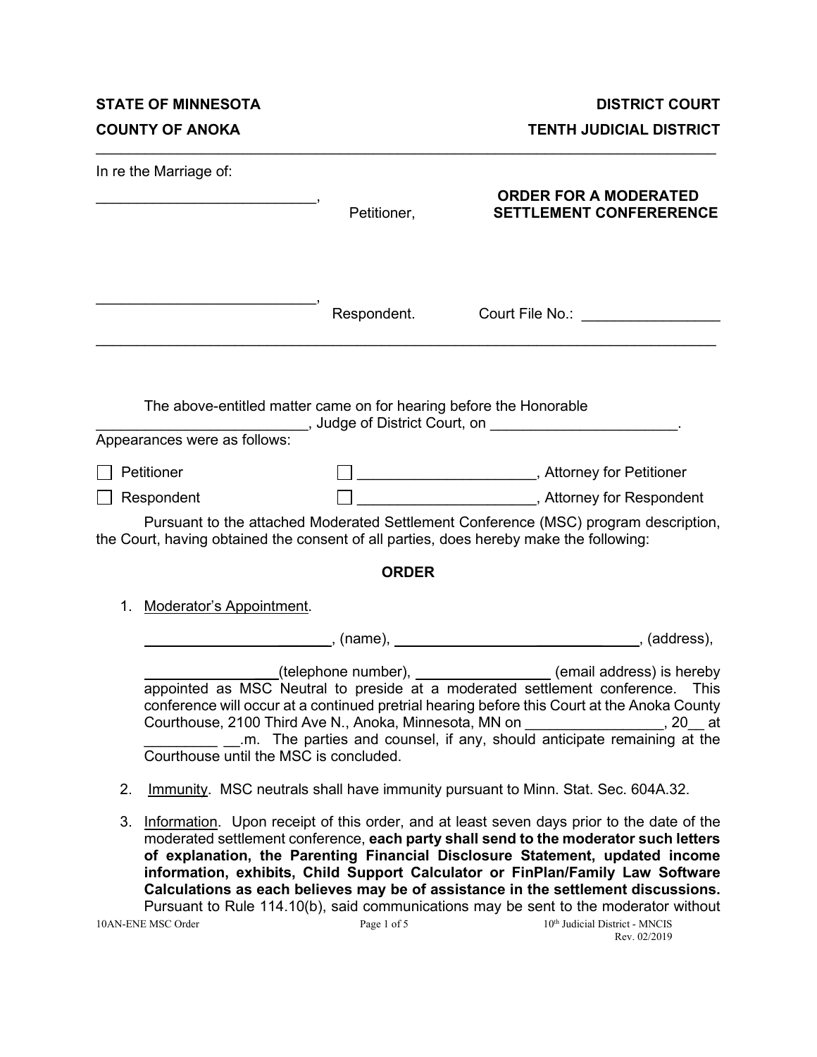**STATE OF MINNESOTA** **DISTRICT COURT**

**COUNTY OF ANOKA** **TENTH JUDICIAL DISTRICT**

---

In re the Marriage of:

___________________________, Petitioner,

**ORDER FOR A MODERATED SETTLEMENT CONFERERENCE**

___________________________, Respondent.

Court File No.: _________________

---

The above-entitled matter came on for hearing before the Honorable __________________________, Judge of District Court, on _______________________.

Appearances were as follows:

☐ Petitioner ☐ _____________________, Attorney for Petitioner

☐ Respondent ☐ _____________________, Attorney for Respondent

Pursuant to the attached Moderated Settlement Conference (MSC) program description, the Court, having obtained the consent of all parties, does hereby make the following:

## ORDER

1. Moderator's Appointment.

   ________________________, (name), ________________________________, (address),

   ________________(telephone number), ________________ (email address) is hereby appointed as MSC Neutral to preside at a moderated settlement conference. This conference will occur at a continued pretrial hearing before this Court at the Anoka County Courthouse, 2100 Third Ave N., Anoka, Minnesota, MN on _________________, 20__ at _________ __.m. The parties and counsel, if any, should anticipate remaining at the Courthouse until the MSC is concluded.

2. Immunity. MSC neutrals shall have immunity pursuant to Minn. Stat. Sec. 604A.32.

3. Information. Upon receipt of this order, and at least seven days prior to the date of the moderated settlement conference, **each party shall send to the moderator such letters of explanation, the Parenting Financial Disclosure Statement, updated income information, exhibits, Child Support Calculator or FinPlan/Family Law Software Calculations as each believes may be of assistance in the settlement discussions.** Pursuant to Rule 114.10(b), said communications may be sent to the moderator without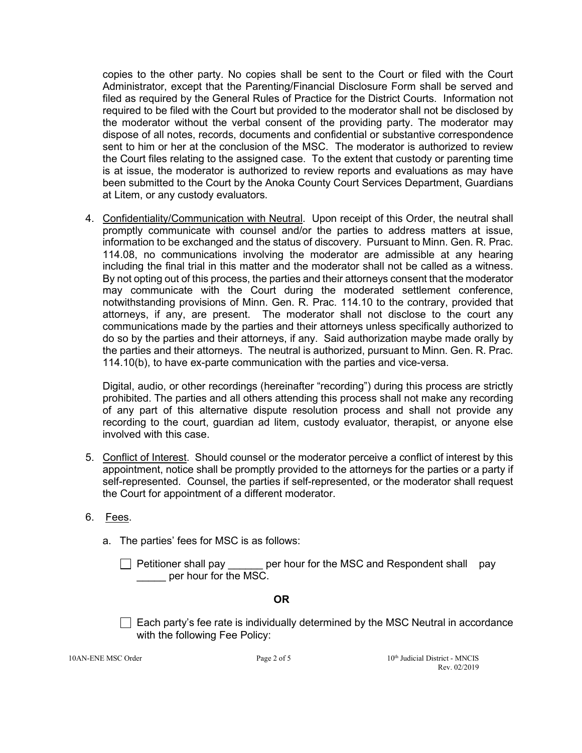copies to the other party. No copies shall be sent to the Court or filed with the Court Administrator, except that the Parenting/Financial Disclosure Form shall be served and filed as required by the General Rules of Practice for the District Courts. Information not required to be filed with the Court but provided to the moderator shall not be disclosed by the moderator without the verbal consent of the providing party. The moderator may dispose of all notes, records, documents and confidential or substantive correspondence sent to him or her at the conclusion of the MSC. The moderator is authorized to review the Court files relating to the assigned case. To the extent that custody or parenting time is at issue, the moderator is authorized to review reports and evaluations as may have been submitted to the Court by the Anoka County Court Services Department, Guardians at Litem, or any custody evaluators.

4. Confidentiality/Communication with Neutral. Upon receipt of this Order, the neutral shall promptly communicate with counsel and/or the parties to address matters at issue, information to be exchanged and the status of discovery. Pursuant to Minn. Gen. R. Prac. 114.08, no communications involving the moderator are admissible at any hearing including the final trial in this matter and the moderator shall not be called as a witness. By not opting out of this process, the parties and their attorneys consent that the moderator may communicate with the Court during the moderated settlement conference, notwithstanding provisions of Minn. Gen. R. Prac. 114.10 to the contrary, provided that attorneys, if any, are present. The moderator shall not disclose to the court any communications made by the parties and their attorneys unless specifically authorized to do so by the parties and their attorneys, if any. Said authorization maybe made orally by the parties and their attorneys. The neutral is authorized, pursuant to Minn. Gen. R. Prac. 114.10(b), to have ex-parte communication with the parties and vice-versa.

   Digital, audio, or other recordings (hereinafter "recording") during this process are strictly prohibited. The parties and all others attending this process shall not make any recording of any part of this alternative dispute resolution process and shall not provide any recording to the court, guardian ad litem, custody evaluator, therapist, or anyone else involved with this case.

5. Conflict of Interest. Should counsel or the moderator perceive a conflict of interest by this appointment, notice shall be promptly provided to the attorneys for the parties or a party if self-represented. Counsel, the parties if self-represented, or the moderator shall request the Court for appointment of a different moderator.

6. Fees.

   a. The parties' fees for MSC is as follows:

      ☐ Petitioner shall pay ______ per hour for the MSC and Respondent shall pay _____ per hour for the MSC.

      **OR**

      ☐ Each party's fee rate is individually determined by the MSC Neutral in accordance with the following Fee Policy: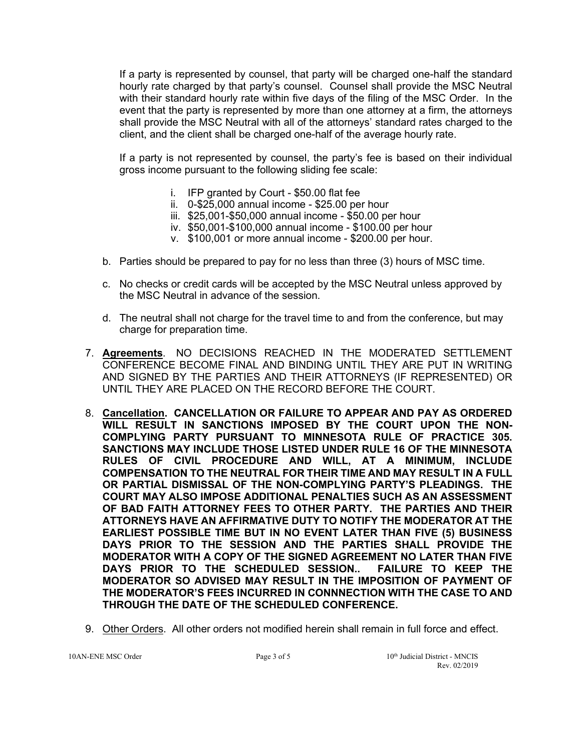If a party is represented by counsel, that party will be charged one-half the standard hourly rate charged by that party's counsel. Counsel shall provide the MSC Neutral with their standard hourly rate within five days of the filing of the MSC Order. In the event that the party is represented by more than one attorney at a firm, the attorneys shall provide the MSC Neutral with all of the attorneys' standard rates charged to the client, and the client shall be charged one-half of the average hourly rate.

If a party is not represented by counsel, the party's fee is based on their individual gross income pursuant to the following sliding fee scale:

i. IFP granted by Court - $50.00 flat fee
ii. 0-$25,000 annual income - $25.00 per hour
iii. $25,001-$50,000 annual income - $50.00 per hour
iv. $50,001-$100,000 annual income - $100.00 per hour
v. $100,001 or more annual income - $200.00 per hour.

b. Parties should be prepared to pay for no less than three (3) hours of MSC time.

c. No checks or credit cards will be accepted by the MSC Neutral unless approved by the MSC Neutral in advance of the session.

d. The neutral shall not charge for the travel time to and from the conference, but may charge for preparation time.

7. **Agreements**. NO DECISIONS REACHED IN THE MODERATED SETTLEMENT CONFERENCE BECOME FINAL AND BINDING UNTIL THEY ARE PUT IN WRITING AND SIGNED BY THE PARTIES AND THEIR ATTORNEYS (IF REPRESENTED) OR UNTIL THEY ARE PLACED ON THE RECORD BEFORE THE COURT.

8. **Cancellation. CANCELLATION OR FAILURE TO APPEAR AND PAY AS ORDERED WILL RESULT IN SANCTIONS IMPOSED BY THE COURT UPON THE NON-COMPLYING PARTY PURSUANT TO MINNESOTA RULE OF PRACTICE 305. SANCTIONS MAY INCLUDE THOSE LISTED UNDER RULE 16 OF THE MINNESOTA RULES OF CIVIL PROCEDURE AND WILL, AT A MINIMUM, INCLUDE COMPENSATION TO THE NEUTRAL FOR THEIR TIME AND MAY RESULT IN A FULL OR PARTIAL DISMISSAL OF THE NON-COMPLYING PARTY'S PLEADINGS. THE COURT MAY ALSO IMPOSE ADDITIONAL PENALTIES SUCH AS AN ASSESSMENT OF BAD FAITH ATTORNEY FEES TO OTHER PARTY. THE PARTIES AND THEIR ATTORNEYS HAVE AN AFFIRMATIVE DUTY TO NOTIFY THE MODERATOR AT THE EARLIEST POSSIBLE TIME BUT IN NO EVENT LATER THAN FIVE (5) BUSINESS DAYS PRIOR TO THE SESSION AND THE PARTIES SHALL PROVIDE THE MODERATOR WITH A COPY OF THE SIGNED AGREEMENT NO LATER THAN FIVE DAYS PRIOR TO THE SCHEDULED SESSION.. FAILURE TO KEEP THE MODERATOR SO ADVISED MAY RESULT IN THE IMPOSITION OF PAYMENT OF THE MODERATOR'S FEES INCURRED IN CONNNECTION WITH THE CASE TO AND THROUGH THE DATE OF THE SCHEDULED CONFERENCE.**

9. Other Orders. All other orders not modified herein shall remain in full force and effect.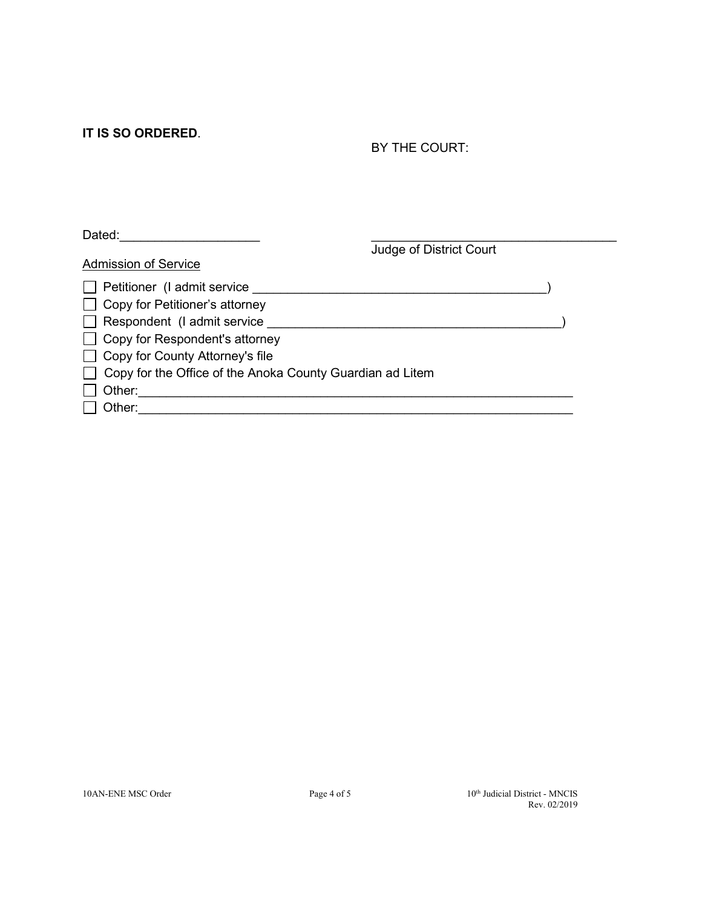**IT IS SO ORDERED**.

BY THE COURT:

Dated:____________________

___________________________________
Judge of District Court

Admission of Service

- ☐ Petitioner (I admit service __________________________________________)
- ☐ Copy for Petitioner's attorney
- ☐ Respondent (I admit service __________________________________________)
- ☐ Copy for Respondent's attorney
- ☐ Copy for County Attorney's file
- ☐ Copy for the Office of the Anoka County Guardian ad Litem
- ☐ Other:_______________________________________________________________
- ☐ Other:_______________________________________________________________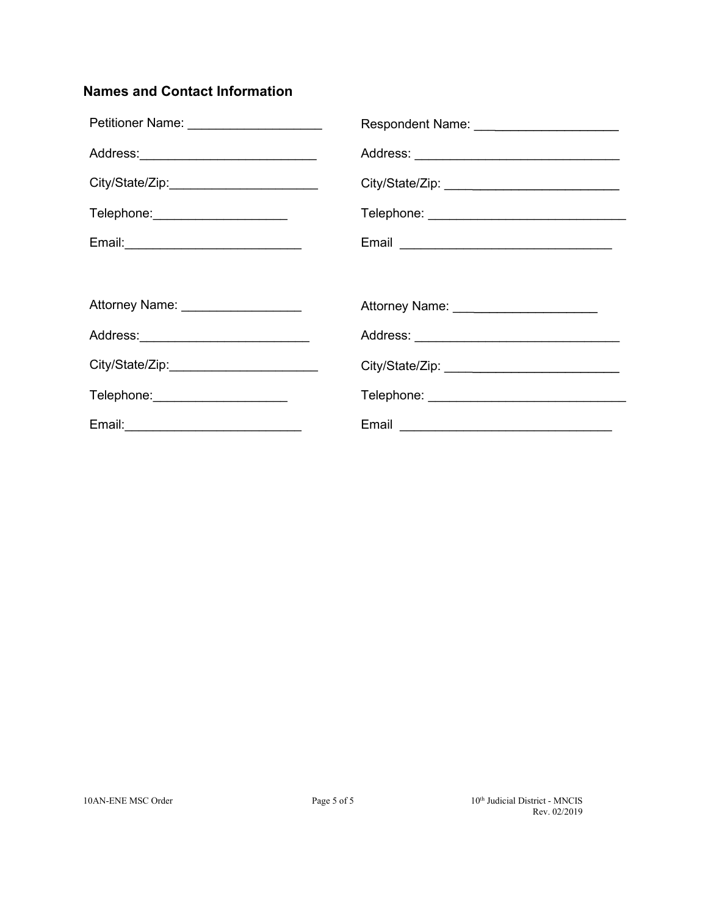## Names and Contact Information

| | |
|---|---|
| Petitioner Name: ___________________ | Respondent Name: ___________________ |
| Address:_________________________ | Address: _____________________________ |
| City/State/Zip:_____________________ | City/State/Zip: _______________________ |
| Telephone:___________________ | Telephone: ____________________________ |
| Email:_________________________ | Email _____________________________ |
| | |
| Attorney Name: _________________ | Attorney Name: ____________________ |
| Address:________________________ | Address: _____________________________ |
| City/State/Zip:_____________________ | City/State/Zip: _______________________ |
| Telephone:___________________ | Telephone: ____________________________ |
| Email:_________________________ | Email _____________________________ |

10AN-ENE MSC Order

10th Judicial District - MNCIS
Rev. 02/2019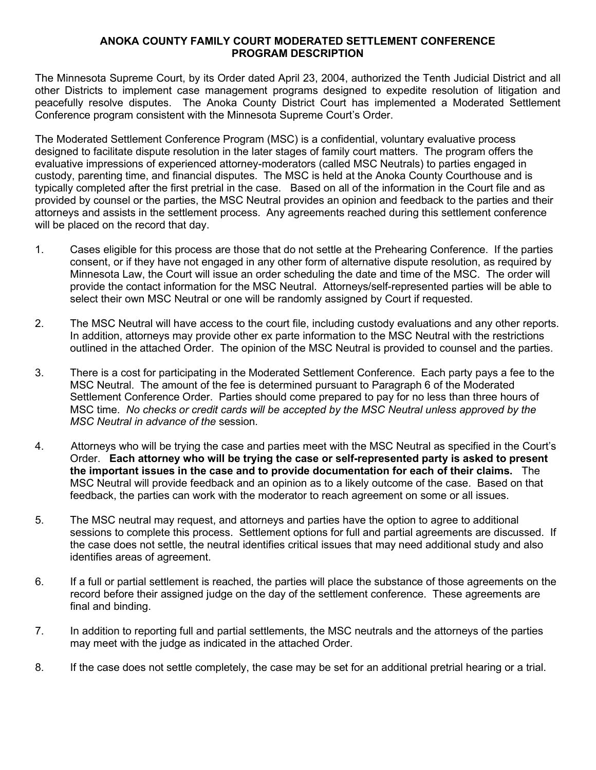# ANOKA COUNTY FAMILY COURT MODERATED SETTLEMENT CONFERENCE PROGRAM DESCRIPTION

The Minnesota Supreme Court, by its Order dated April 23, 2004, authorized the Tenth Judicial District and all other Districts to implement case management programs designed to expedite resolution of litigation and peacefully resolve disputes. The Anoka County District Court has implemented a Moderated Settlement Conference program consistent with the Minnesota Supreme Court's Order.

The Moderated Settlement Conference Program (MSC) is a confidential, voluntary evaluative process designed to facilitate dispute resolution in the later stages of family court matters. The program offers the evaluative impressions of experienced attorney-moderators (called MSC Neutrals) to parties engaged in custody, parenting time, and financial disputes. The MSC is held at the Anoka County Courthouse and is typically completed after the first pretrial in the case. Based on all of the information in the Court file and as provided by counsel or the parties, the MSC Neutral provides an opinion and feedback to the parties and their attorneys and assists in the settlement process. Any agreements reached during this settlement conference will be placed on the record that day.

1. Cases eligible for this process are those that do not settle at the Prehearing Conference. If the parties consent, or if they have not engaged in any other form of alternative dispute resolution, as required by Minnesota Law, the Court will issue an order scheduling the date and time of the MSC. The order will provide the contact information for the MSC Neutral. Attorneys/self-represented parties will be able to select their own MSC Neutral or one will be randomly assigned by Court if requested.

2. The MSC Neutral will have access to the court file, including custody evaluations and any other reports. In addition, attorneys may provide other ex parte information to the MSC Neutral with the restrictions outlined in the attached Order. The opinion of the MSC Neutral is provided to counsel and the parties.

3. There is a cost for participating in the Moderated Settlement Conference. Each party pays a fee to the MSC Neutral. The amount of the fee is determined pursuant to Paragraph 6 of the Moderated Settlement Conference Order. Parties should come prepared to pay for no less than three hours of MSC time. *No checks or credit cards will be accepted by the MSC Neutral unless approved by the MSC Neutral in advance of the* session.

4. Attorneys who will be trying the case and parties meet with the MSC Neutral as specified in the Court's Order. **Each attorney who will be trying the case or self-represented party is asked to present the important issues in the case and to provide documentation for each of their claims.** The MSC Neutral will provide feedback and an opinion as to a likely outcome of the case. Based on that feedback, the parties can work with the moderator to reach agreement on some or all issues.

5. The MSC neutral may request, and attorneys and parties have the option to agree to additional sessions to complete this process. Settlement options for full and partial agreements are discussed. If the case does not settle, the neutral identifies critical issues that may need additional study and also identifies areas of agreement.

6. If a full or partial settlement is reached, the parties will place the substance of those agreements on the record before their assigned judge on the day of the settlement conference. These agreements are final and binding.

7. In addition to reporting full and partial settlements, the MSC neutrals and the attorneys of the parties may meet with the judge as indicated in the attached Order.

8. If the case does not settle completely, the case may be set for an additional pretrial hearing or a trial.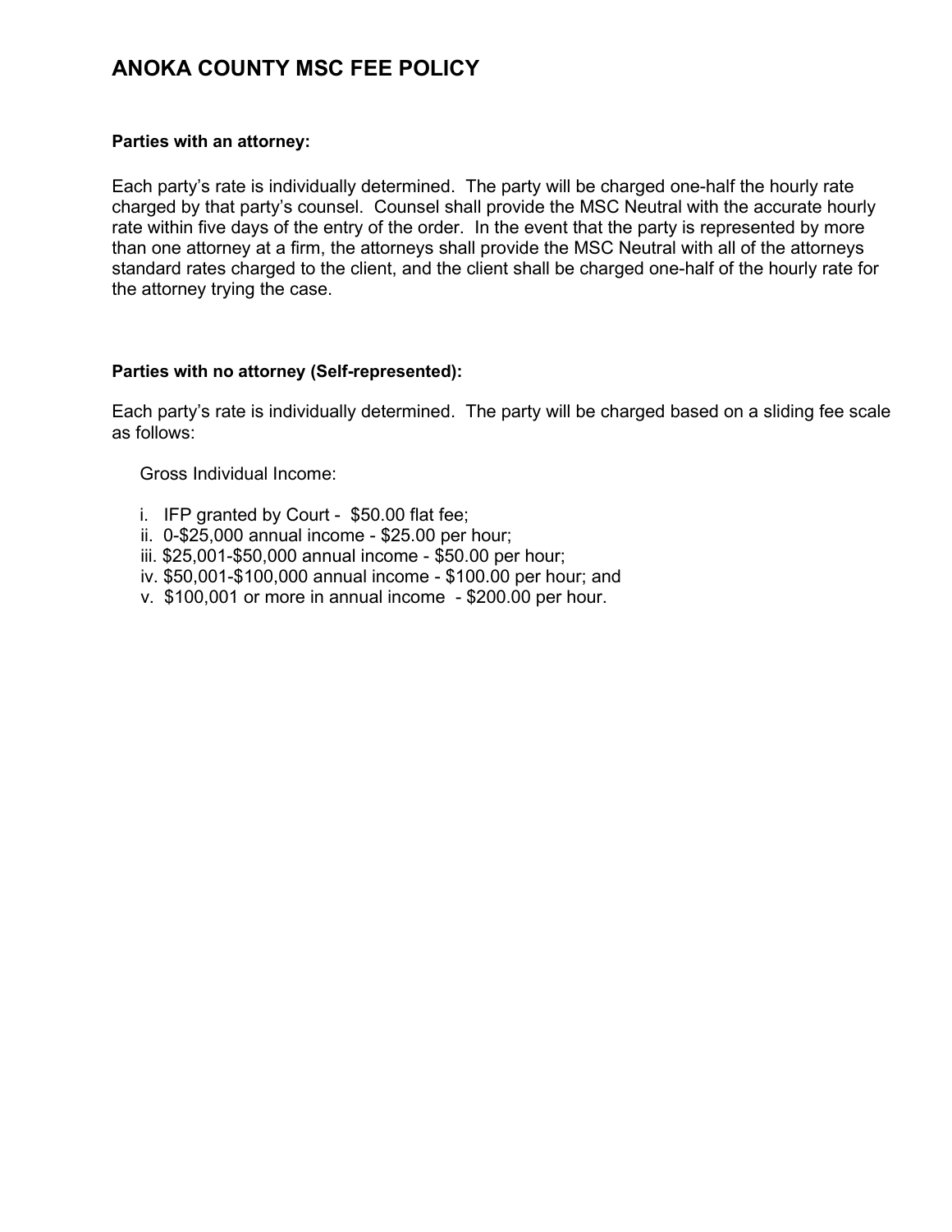# ANOKA COUNTY MSC FEE POLICY

**Parties with an attorney:**

Each party's rate is individually determined. The party will be charged one-half the hourly rate charged by that party's counsel. Counsel shall provide the MSC Neutral with the accurate hourly rate within five days of the entry of the order. In the event that the party is represented by more than one attorney at a firm, the attorneys shall provide the MSC Neutral with all of the attorneys standard rates charged to the client, and the client shall be charged one-half of the hourly rate for the attorney trying the case.

**Parties with no attorney (Self-represented):**

Each party's rate is individually determined. The party will be charged based on a sliding fee scale as follows:

Gross Individual Income:

i. IFP granted by Court - $50.00 flat fee;
ii. 0-$25,000 annual income - $25.00 per hour;
iii. $25,001-$50,000 annual income - $50.00 per hour;
iv. $50,001-$100,000 annual income - $100.00 per hour; and
v. $100,001 or more in annual income - $200.00 per hour.